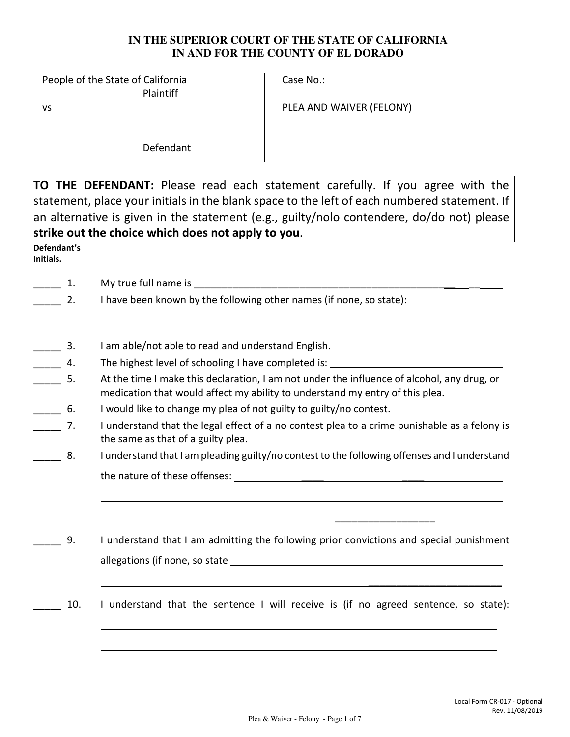**IN THE SUPERIOR COURT OF THE STATE OF CALIFORNIA**
**IN AND FOR THE COUNTY OF EL DORADO**

| | |
|---|---|
| People of the State of California<br>Plaintiff<br><br>vs<br><br>_______________________________<br>Defendant | Case No.: ____________________<br><br>PLEA AND WAIVER (FELONY) |

**TO THE DEFENDANT:** Please read each statement carefully. If you agree with the statement, place your initials in the blank space to the left of each numbered statement. If an alternative is given in the statement (e.g., guilty/nolo contendere, do/do not) please **strike out the choice which does not apply to you**.

**Defendant's Initials.**

_____ 1. My true full name is ______________________________________________

_____ 2. I have been known by the following other names (if none, so state): ____________________

__________________________________________________________________

_____ 3. I am able/not able to read and understand English.

_____ 4. The highest level of schooling I have completed is: ______________________

_____ 5. At the time I make this declaration, I am not under the influence of alcohol, any drug, or medication that would affect my ability to understand my entry of this plea.

_____ 6. I would like to change my plea of not guilty to guilty/no contest.

_____ 7. I understand that the legal effect of a no contest plea to a crime punishable as a felony is the same as that of a guilty plea.

_____ 8. I understand that I am pleading guilty/no contest to the following offenses and I understand the nature of these offenses: ______________________________________

__________________________________________________________________

______________________________________________________

_____ 9. I understand that I am admitting the following prior convictions and special punishment allegations (if none, so state ______________________________________

__________________________________________________________________

_____ 10. I understand that the sentence I will receive is (if no agreed sentence, so state):

__________________________________________________________________

__________________________________________________________________

Local Form CR-017 - Optional
Rev. 11/08/2019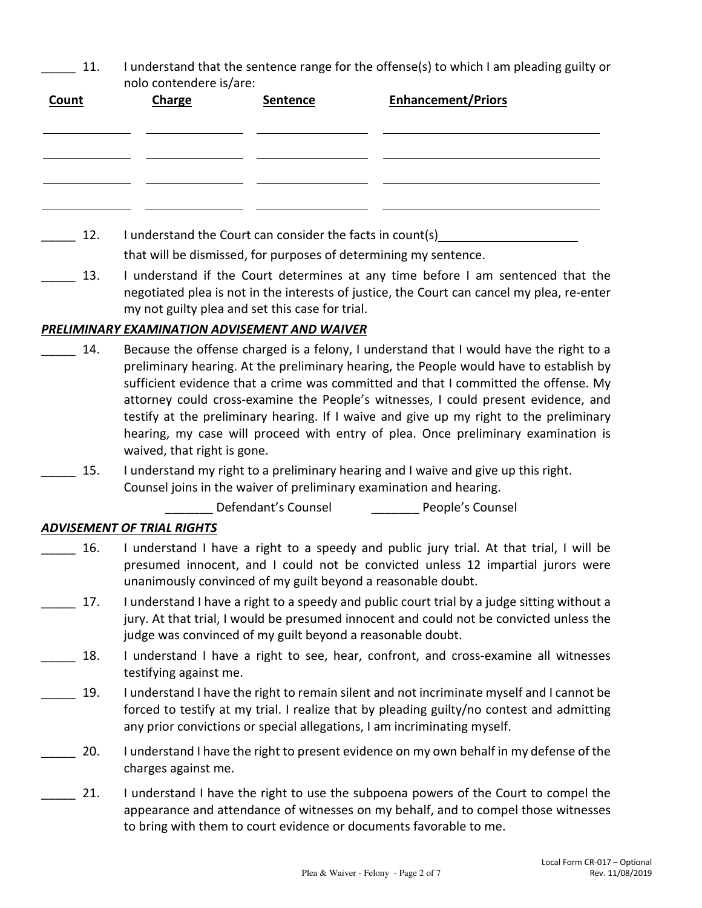_____ 11. I understand that the sentence range for the offense(s) to which I am pleading guilty or nolo contendere is/are:

| **Count** | **Charge** | **Sentence** | **Enhancement/Priors** |
|---|---|---|---|
| | | | |
| | | | |
| | | | |
| | | | |

_____ 12. I understand the Court can consider the facts in count(s)____________________ that will be dismissed, for purposes of determining my sentence.

_____ 13. I understand if the Court determines at any time before I am sentenced that the negotiated plea is not in the interests of justice, the Court can cancel my plea, re-enter my not guilty plea and set this case for trial.

***PRELIMINARY EXAMINATION ADVISEMENT AND WAIVER***

_____ 14. Because the offense charged is a felony, I understand that I would have the right to a preliminary hearing. At the preliminary hearing, the People would have to establish by sufficient evidence that a crime was committed and that I committed the offense. My attorney could cross-examine the People's witnesses, I could present evidence, and testify at the preliminary hearing. If I waive and give up my right to the preliminary hearing, my case will proceed with entry of plea. Once preliminary examination is waived, that right is gone.

_____ 15. I understand my right to a preliminary hearing and I waive and give up this right. Counsel joins in the waiver of preliminary examination and hearing.

_______ Defendant's Counsel _______ People's Counsel

***ADVISEMENT OF TRIAL RIGHTS***

_____ 16. I understand I have a right to a speedy and public jury trial. At that trial, I will be presumed innocent, and I could not be convicted unless 12 impartial jurors were unanimously convinced of my guilt beyond a reasonable doubt.

_____ 17. I understand I have a right to a speedy and public court trial by a judge sitting without a jury. At that trial, I would be presumed innocent and could not be convicted unless the judge was convinced of my guilt beyond a reasonable doubt.

_____ 18. I understand I have a right to see, hear, confront, and cross-examine all witnesses testifying against me.

_____ 19. I understand I have the right to remain silent and not incriminate myself and I cannot be forced to testify at my trial. I realize that by pleading guilty/no contest and admitting any prior convictions or special allegations, I am incriminating myself.

_____ 20. I understand I have the right to present evidence on my own behalf in my defense of the charges against me.

_____ 21. I understand I have the right to use the subpoena powers of the Court to compel the appearance and attendance of witnesses on my behalf, and to compel those witnesses to bring with them to court evidence or documents favorable to me.

Local Form CR-017 – Optional
Rev. 11/08/2019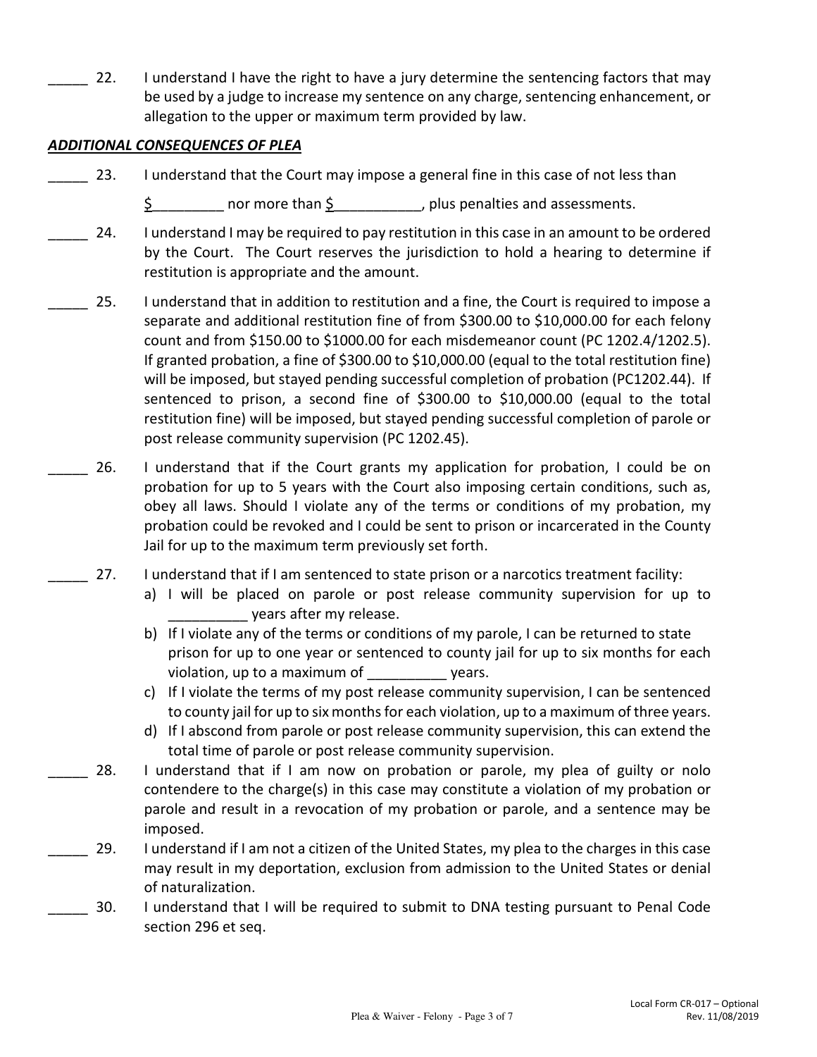_____ 22. I understand I have the right to have a jury determine the sentencing factors that may be used by a judge to increase my sentence on any charge, sentencing enhancement, or allegation to the upper or maximum term provided by law.

***ADDITIONAL CONSEQUENCES OF PLEA***

_____ 23. I understand that the Court may impose a general fine in this case of not less than

$_________ nor more than $___________, plus penalties and assessments.

_____ 24. I understand I may be required to pay restitution in this case in an amount to be ordered by the Court. The Court reserves the jurisdiction to hold a hearing to determine if restitution is appropriate and the amount.

_____ 25. I understand that in addition to restitution and a fine, the Court is required to impose a separate and additional restitution fine of from $300.00 to $10,000.00 for each felony count and from $150.00 to $1000.00 for each misdemeanor count (PC 1202.4/1202.5). If granted probation, a fine of $300.00 to $10,000.00 (equal to the total restitution fine) will be imposed, but stayed pending successful completion of probation (PC1202.44). If sentenced to prison, a second fine of $300.00 to $10,000.00 (equal to the total restitution fine) will be imposed, but stayed pending successful completion of parole or post release community supervision (PC 1202.45).

_____ 26. I understand that if the Court grants my application for probation, I could be on probation for up to 5 years with the Court also imposing certain conditions, such as, obey all laws. Should I violate any of the terms or conditions of my probation, my probation could be revoked and I could be sent to prison or incarcerated in the County Jail for up to the maximum term previously set forth.

_____ 27. I understand that if I am sentenced to state prison or a narcotics treatment facility:

a) I will be placed on parole or post release community supervision for up to __________ years after my release.

b) If I violate any of the terms or conditions of my parole, I can be returned to state prison for up to one year or sentenced to county jail for up to six months for each violation, up to a maximum of __________ years.

c) If I violate the terms of my post release community supervision, I can be sentenced to county jail for up to six months for each violation, up to a maximum of three years.

d) If I abscond from parole or post release community supervision, this can extend the total time of parole or post release community supervision.

_____ 28. I understand that if I am now on probation or parole, my plea of guilty or nolo contendere to the charge(s) in this case may constitute a violation of my probation or parole and result in a revocation of my probation or parole, and a sentence may be imposed.

_____ 29. I understand if I am not a citizen of the United States, my plea to the charges in this case may result in my deportation, exclusion from admission to the United States or denial of naturalization.

_____ 30. I understand that I will be required to submit to DNA testing pursuant to Penal Code section 296 et seq.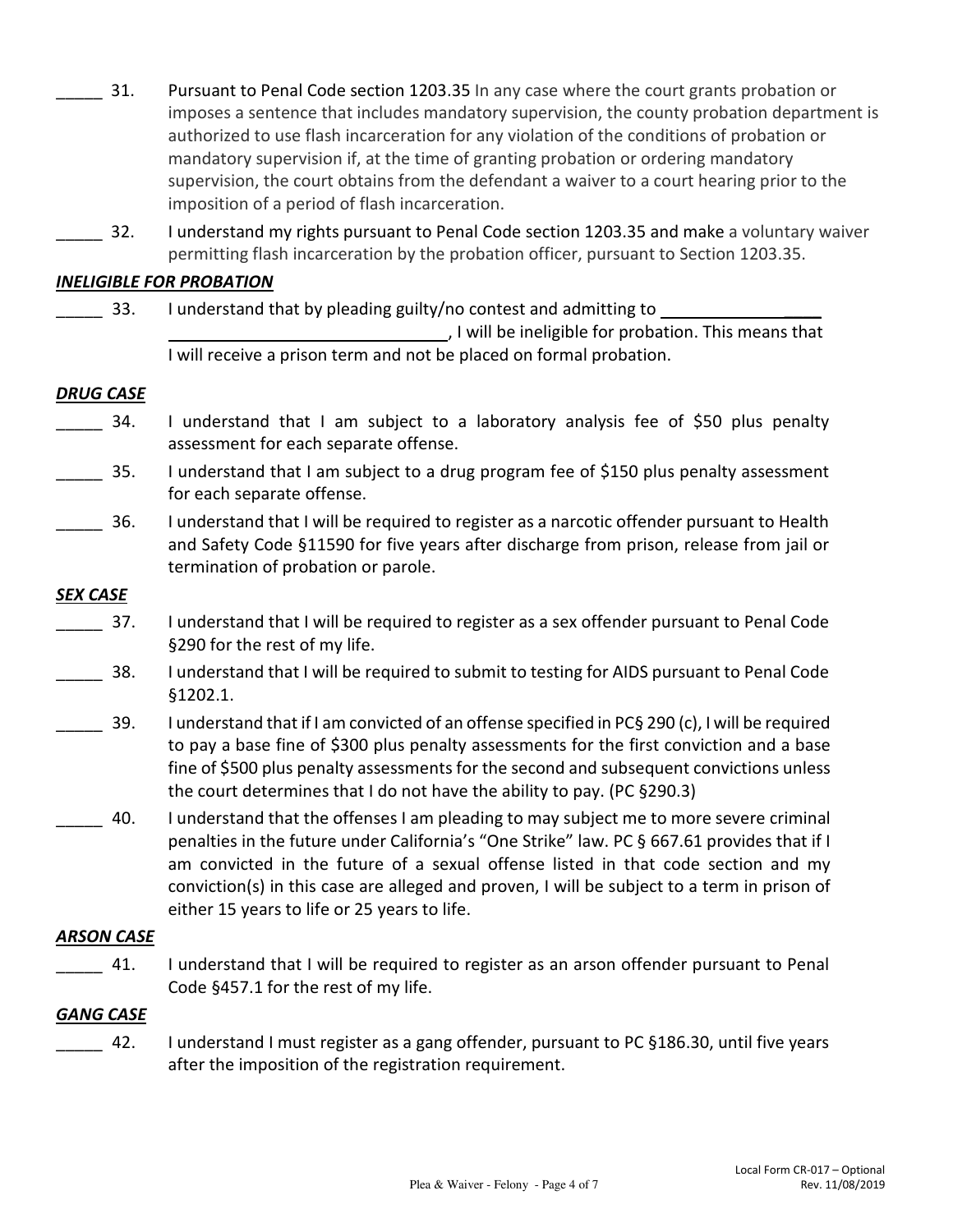_____ 31. Pursuant to Penal Code section 1203.35 In any case where the court grants probation or imposes a sentence that includes mandatory supervision, the county probation department is authorized to use flash incarceration for any violation of the conditions of probation or mandatory supervision if, at the time of granting probation or ordering mandatory supervision, the court obtains from the defendant a waiver to a court hearing prior to the imposition of a period of flash incarceration.

_____ 32. I understand my rights pursuant to Penal Code section 1203.35 and make a voluntary waiver permitting flash incarceration by the probation officer, pursuant to Section 1203.35.

### ***INELIGIBLE FOR PROBATION***

_____ 33. I understand that by pleading guilty/no contest and admitting to __________________ ______________________________, I will be ineligible for probation. This means that I will receive a prison term and not be placed on formal probation.

### ***DRUG CASE***

_____ 34. I understand that I am subject to a laboratory analysis fee of $50 plus penalty assessment for each separate offense.

_____ 35. I understand that I am subject to a drug program fee of $150 plus penalty assessment for each separate offense.

_____ 36. I understand that I will be required to register as a narcotic offender pursuant to Health and Safety Code §11590 for five years after discharge from prison, release from jail or termination of probation or parole.

### ***SEX CASE***

_____ 37. I understand that I will be required to register as a sex offender pursuant to Penal Code §290 for the rest of my life.

_____ 38. I understand that I will be required to submit to testing for AIDS pursuant to Penal Code §1202.1.

_____ 39. I understand that if I am convicted of an offense specified in PC§ 290 (c), I will be required to pay a base fine of $300 plus penalty assessments for the first conviction and a base fine of $500 plus penalty assessments for the second and subsequent convictions unless the court determines that I do not have the ability to pay. (PC §290.3)

_____ 40. I understand that the offenses I am pleading to may subject me to more severe criminal penalties in the future under California's "One Strike" law. PC § 667.61 provides that if I am convicted in the future of a sexual offense listed in that code section and my conviction(s) in this case are alleged and proven, I will be subject to a term in prison of either 15 years to life or 25 years to life.

### ***ARSON CASE***

_____ 41. I understand that I will be required to register as an arson offender pursuant to Penal Code §457.1 for the rest of my life.

### ***GANG CASE***

_____ 42. I understand I must register as a gang offender, pursuant to PC §186.30, until five years after the imposition of the registration requirement.

Local Form CR-017 – Optional
Rev. 11/08/2019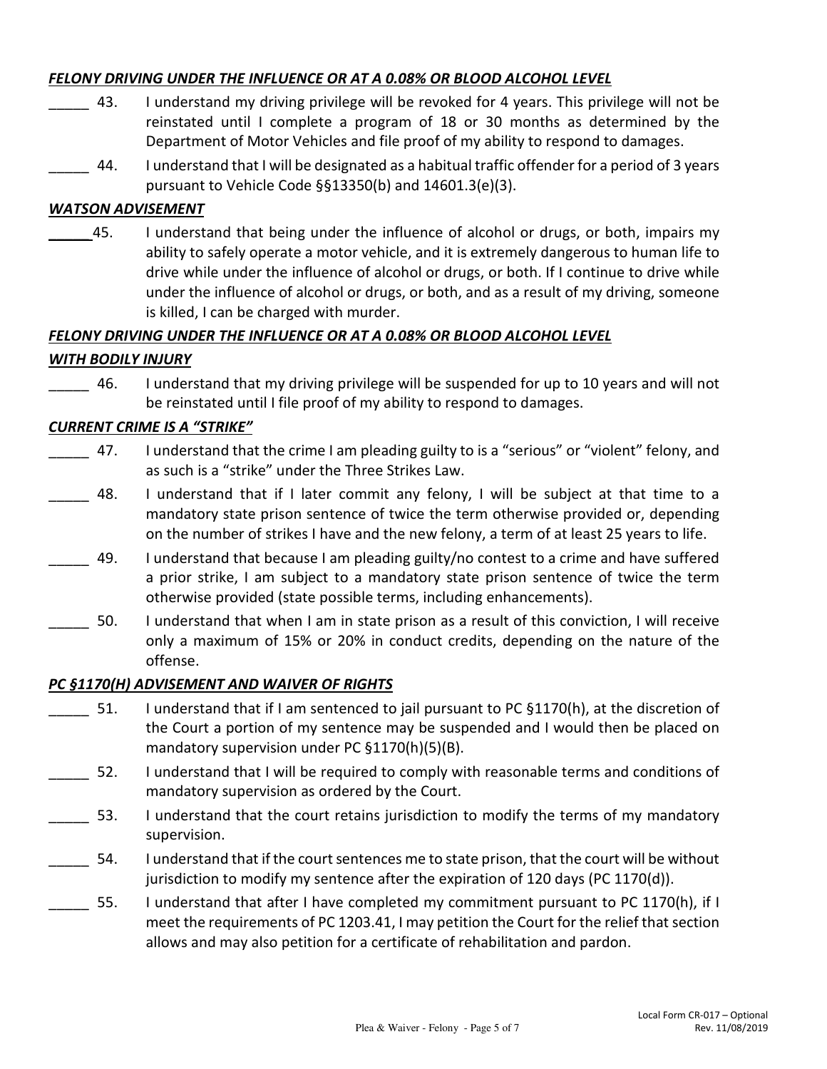***FELONY DRIVING UNDER THE INFLUENCE OR AT A 0.08% OR BLOOD ALCOHOL LEVEL***

_____ 43. I understand my driving privilege will be revoked for 4 years. This privilege will not be reinstated until I complete a program of 18 or 30 months as determined by the Department of Motor Vehicles and file proof of my ability to respond to damages.

_____ 44. I understand that I will be designated as a habitual traffic offender for a period of 3 years pursuant to Vehicle Code §§13350(b) and 14601.3(e)(3).

***WATSON ADVISEMENT***

_____ 45. I understand that being under the influence of alcohol or drugs, or both, impairs my ability to safely operate a motor vehicle, and it is extremely dangerous to human life to drive while under the influence of alcohol or drugs, or both. If I continue to drive while under the influence of alcohol or drugs, or both, and as a result of my driving, someone is killed, I can be charged with murder.

***FELONY DRIVING UNDER THE INFLUENCE OR AT A 0.08% OR BLOOD ALCOHOL LEVEL***

***WITH BODILY INJURY***

_____ 46. I understand that my driving privilege will be suspended for up to 10 years and will not be reinstated until I file proof of my ability to respond to damages.

***CURRENT CRIME IS A "STRIKE"***

_____ 47. I understand that the crime I am pleading guilty to is a "serious" or "violent" felony, and as such is a "strike" under the Three Strikes Law.

_____ 48. I understand that if I later commit any felony, I will be subject at that time to a mandatory state prison sentence of twice the term otherwise provided or, depending on the number of strikes I have and the new felony, a term of at least 25 years to life.

_____ 49. I understand that because I am pleading guilty/no contest to a crime and have suffered a prior strike, I am subject to a mandatory state prison sentence of twice the term otherwise provided (state possible terms, including enhancements).

_____ 50. I understand that when I am in state prison as a result of this conviction, I will receive only a maximum of 15% or 20% in conduct credits, depending on the nature of the offense.

***PC §1170(H) ADVISEMENT AND WAIVER OF RIGHTS***

_____ 51. I understand that if I am sentenced to jail pursuant to PC §1170(h), at the discretion of the Court a portion of my sentence may be suspended and I would then be placed on mandatory supervision under PC §1170(h)(5)(B).

_____ 52. I understand that I will be required to comply with reasonable terms and conditions of mandatory supervision as ordered by the Court.

_____ 53. I understand that the court retains jurisdiction to modify the terms of my mandatory supervision.

_____ 54. I understand that if the court sentences me to state prison, that the court will be without jurisdiction to modify my sentence after the expiration of 120 days (PC 1170(d)).

_____ 55. I understand that after I have completed my commitment pursuant to PC 1170(h), if I meet the requirements of PC 1203.41, I may petition the Court for the relief that section allows and may also petition for a certificate of rehabilitation and pardon.

Local Form CR-017 – Optional
Rev. 11/08/2019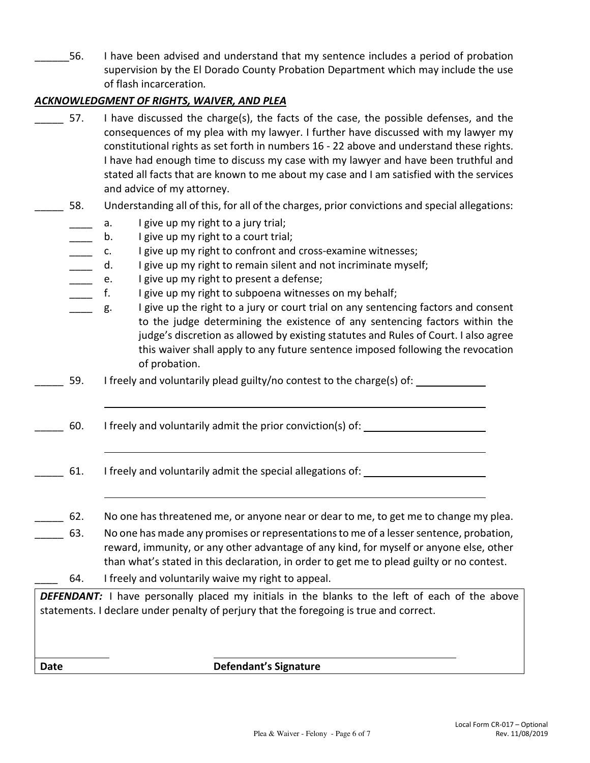______56. I have been advised and understand that my sentence includes a period of probation supervision by the El Dorado County Probation Department which may include the use of flash incarceration.

***ACKNOWLEDGMENT OF RIGHTS, WAIVER, AND PLEA***

_____ 57. I have discussed the charge(s), the facts of the case, the possible defenses, and the consequences of my plea with my lawyer. I further have discussed with my lawyer my constitutional rights as set forth in numbers 16 - 22 above and understand these rights. I have had enough time to discuss my case with my lawyer and have been truthful and stated all facts that are known to me about my case and I am satisfied with the services and advice of my attorney.

_____ 58. Understanding all of this, for all of the charges, prior convictions and special allegations:

____ a. I give up my right to a jury trial;

____ b. I give up my right to a court trial;

____ c. I give up my right to confront and cross-examine witnesses;

____ d. I give up my right to remain silent and not incriminate myself;

____ e. I give up my right to present a defense;

____ f. I give up my right to subpoena witnesses on my behalf;

____ g. I give up the right to a jury or court trial on any sentencing factors and consent to the judge determining the existence of any sentencing factors within the judge's discretion as allowed by existing statutes and Rules of Court. I also agree this waiver shall apply to any future sentence imposed following the revocation of probation.

_____ 59. I freely and voluntarily plead guilty/no contest to the charge(s) of: ____________

______________________________________________________________

_____ 60. I freely and voluntarily admit the prior conviction(s) of: ____________________

______________________________________________________________

_____ 61. I freely and voluntarily admit the special allegations of: ____________________

______________________________________________________________

_____ 62. No one has threatened me, or anyone near or dear to me, to get me to change my plea.

_____ 63. No one has made any promises or representations to me of a lesser sentence, probation, reward, immunity, or any other advantage of any kind, for myself or anyone else, other than what's stated in this declaration, in order to get me to plead guilty or no contest.

____ 64. I freely and voluntarily waive my right to appeal.

***DEFENDANT:*** I have personally placed my initials in the blanks to the left of each of the above statements. I declare under penalty of perjury that the foregoing is true and correct.

____________ ______________________________

**Date** **Defendant's Signature**

Local Form CR-017 – Optional
Rev. 11/08/2019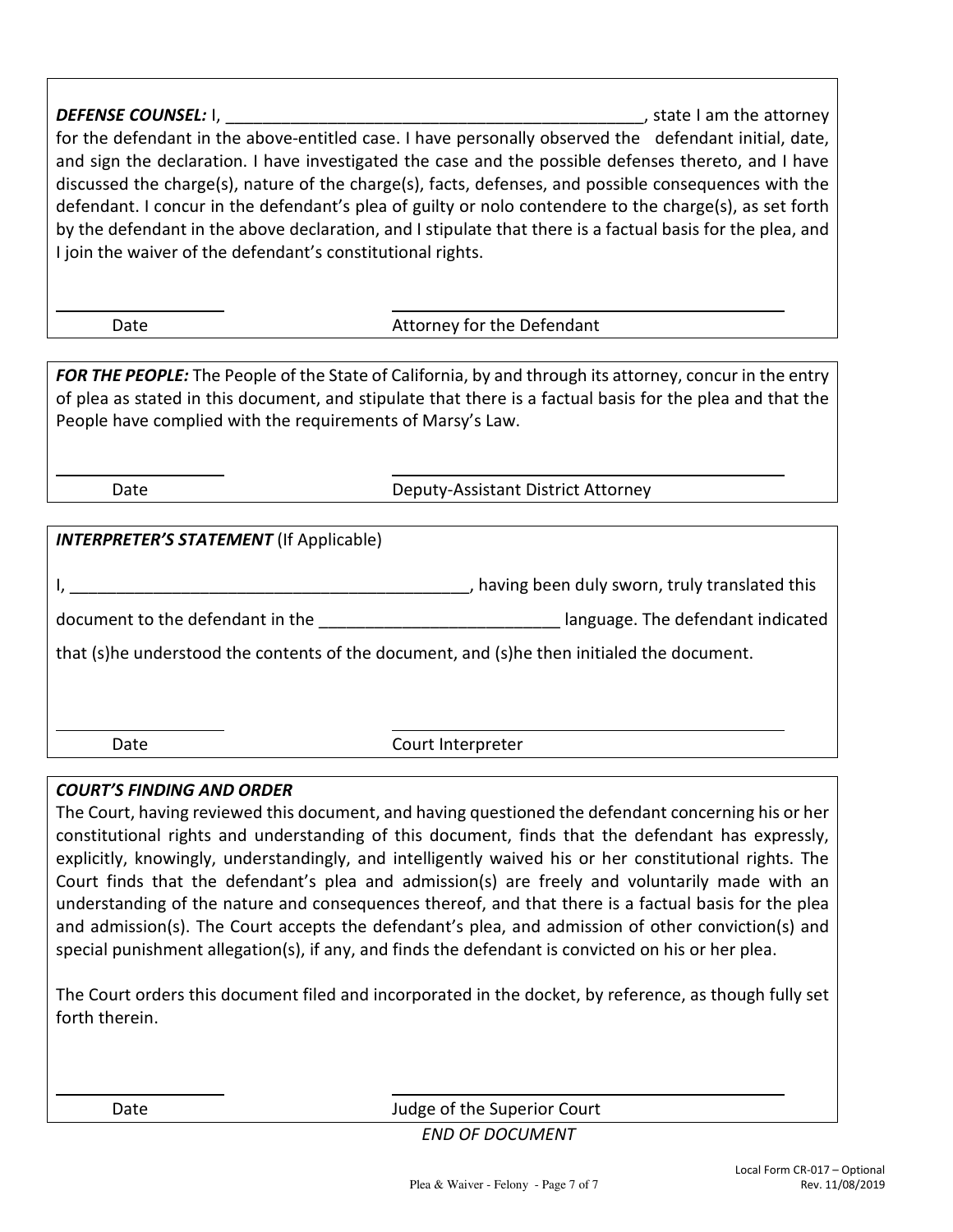***DEFENSE COUNSEL:*** I, _______________________________________________, state I am the attorney for the defendant in the above-entitled case. I have personally observed the defendant initial, date, and sign the declaration. I have investigated the case and the possible defenses thereto, and I have discussed the charge(s), nature of the charge(s), facts, defenses, and possible consequences with the defendant. I concur in the defendant's plea of guilty or nolo contendere to the charge(s), as set forth by the defendant in the above declaration, and I stipulate that there is a factual basis for the plea, and I join the waiver of the defendant's constitutional rights.

______________________ Date

______________________________________ Attorney for the Defendant

***FOR THE PEOPLE:*** The People of the State of California, by and through its attorney, concur in the entry of plea as stated in this document, and stipulate that there is a factual basis for the plea and that the People have complied with the requirements of Marsy's Law.

______________________ Date

______________________________________ Deputy-Assistant District Attorney

***INTERPRETER'S STATEMENT*** (If Applicable)

I, ____________________________________________, having been duly sworn, truly translated this document to the defendant in the __________________________ language. The defendant indicated that (s)he understood the contents of the document, and (s)he then initialed the document.

______________________ Date

______________________________________ Court Interpreter

***COURT'S FINDING AND ORDER***

The Court, having reviewed this document, and having questioned the defendant concerning his or her constitutional rights and understanding of this document, finds that the defendant has expressly, explicitly, knowingly, understandingly, and intelligently waived his or her constitutional rights. The Court finds that the defendant's plea and admission(s) are freely and voluntarily made with an understanding of the nature and consequences thereof, and that there is a factual basis for the plea and admission(s). The Court accepts the defendant's plea, and admission of other conviction(s) and special punishment allegation(s), if any, and finds the defendant is convicted on his or her plea.

The Court orders this document filed and incorporated in the docket, by reference, as though fully set forth therein.

______________________ Date

______________________________________ Judge of the Superior Court

*END OF DOCUMENT*

Local Form CR-017 – Optional
Rev. 11/08/2019